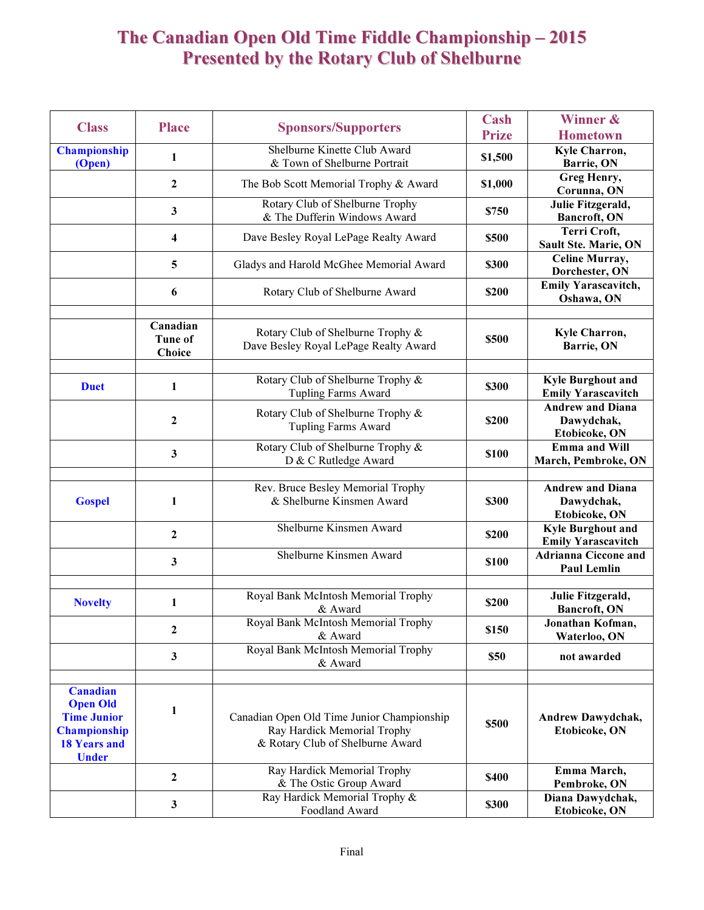# The Canadian Open Old Time Fiddle Championship – 2015
# Presented by the Rotary Club of Shelburne

| Class | Place | Sponsors/Supporters | Cash Prize | Winner & Hometown |
|---|---|---|---|---|
| **Championship (Open)** | **1** | Shelburne Kinette Club Award & Town of Shelburne Portrait | **$1,500** | **Kyle Charron, Barrie, ON** |
| | **2** | The Bob Scott Memorial Trophy & Award | **$1,000** | **Greg Henry, Corunna, ON** |
| | **3** | Rotary Club of Shelburne Trophy & The Dufferin Windows Award | **$750** | **Julie Fitzgerald, Bancroft, ON** |
| | **4** | Dave Besley Royal LePage Realty Award | **$500** | **Terri Croft, Sault Ste. Marie, ON** |
| | **5** | Gladys and Harold McGhee Memorial Award | **$300** | **Celine Murray, Dorchester, ON** |
| | **6** | Rotary Club of Shelburne Award | **$200** | **Emily Yarascavitch, Oshawa, ON** |
| | | | | |
| | **Canadian Tune of Choice** | Rotary Club of Shelburne Trophy & Dave Besley Royal LePage Realty Award | **$500** | **Kyle Charron, Barrie, ON** |
| | | | | |
| **Duet** | **1** | Rotary Club of Shelburne Trophy & Tupling Farms Award | **$300** | **Kyle Burghout and Emily Yarascavitch** |
| | **2** | Rotary Club of Shelburne Trophy & Tupling Farms Award | **$200** | **Andrew and Diana Dawydchak, Etobicoke, ON** |
| | **3** | Rotary Club of Shelburne Trophy & D & C Rutledge Award | **$100** | **Emma and Will March, Pembroke, ON** |
| | | | | |
| **Gospel** | **1** | Rev. Bruce Besley Memorial Trophy & Shelburne Kinsmen Award | **$300** | **Andrew and Diana Dawydchak, Etobicoke, ON** |
| | **2** | Shelburne Kinsmen Award | **$200** | **Kyle Burghout and Emily Yarascavitch** |
| | **3** | Shelburne Kinsmen Award | **$100** | **Adrianna Ciccone and Paul Lemlin** |
| | | | | |
| **Novelty** | **1** | Royal Bank McIntosh Memorial Trophy & Award | **$200** | **Julie Fitzgerald, Bancroft, ON** |
| | **2** | Royal Bank McIntosh Memorial Trophy & Award | **$150** | **Jonathan Kofman, Waterloo, ON** |
| | **3** | Royal Bank McIntosh Memorial Trophy & Award | **$50** | **not awarded** |
| | | | | |
| **Canadian Open Old Time Junior Championship 18 Years and Under** | **1** | Canadian Open Old Time Junior Championship Ray Hardick Memorial Trophy & Rotary Club of Shelburne Award | **$500** | **Andrew Dawydchak, Etobicoke, ON** |
| | **2** | Ray Hardick Memorial Trophy & The Ostic Group Award | **$400** | **Emma March, Pembroke, ON** |
| | **3** | Ray Hardick Memorial Trophy & Foodland Award | **$300** | **Diana Dawydchak, Etobicoke, ON** |

Final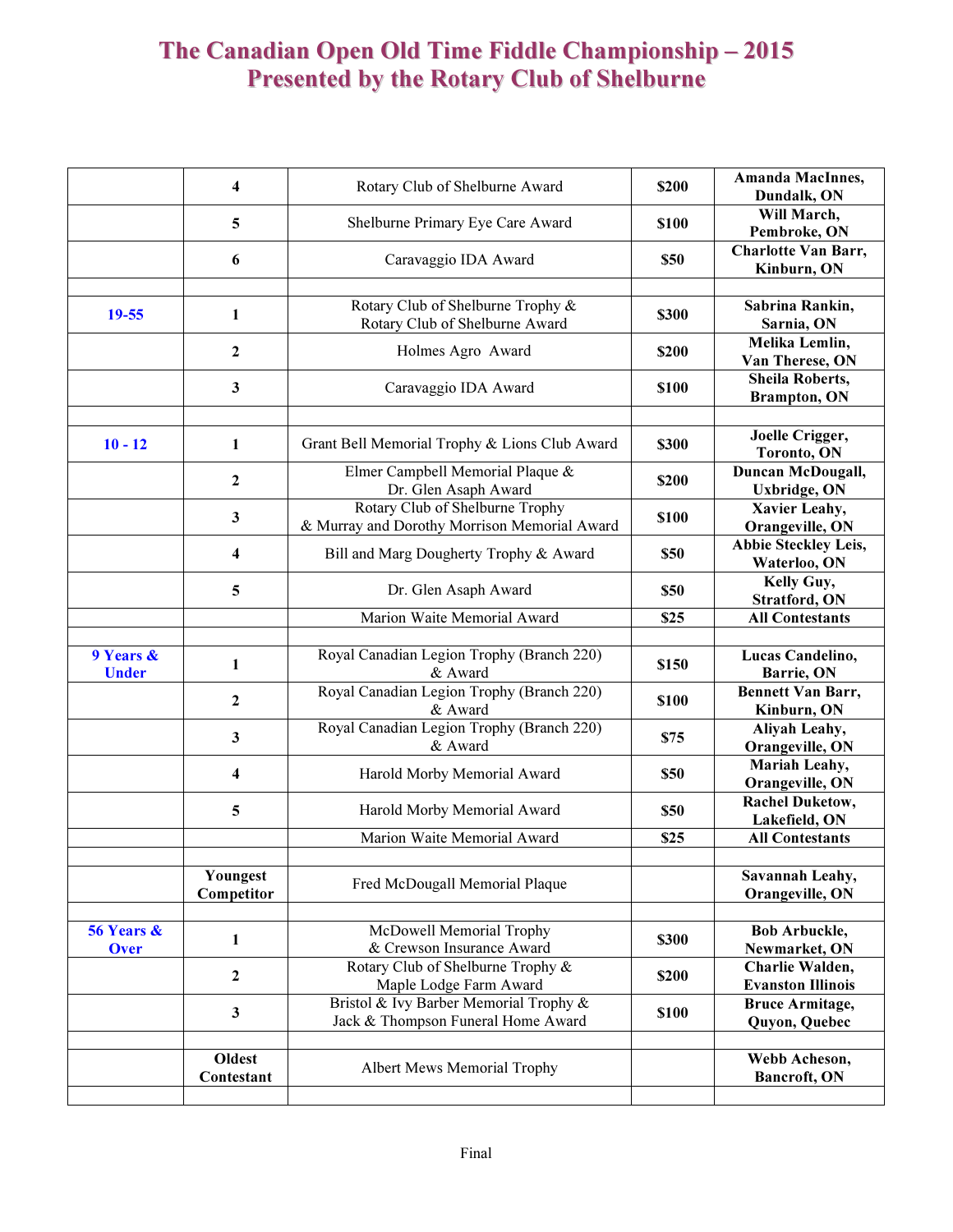# The Canadian Open Old Time Fiddle Championship – 2015
# Presented by the Rotary Club of Shelburne

| | | | | |
|---|---|---|---|---|
| | **4** | Rotary Club of Shelburne Award | **$200** | **Amanda MacInnes, Dundalk, ON** |
| | **5** | Shelburne Primary Eye Care Award | **$100** | **Will March, Pembroke, ON** |
| | **6** | Caravaggio IDA Award | **$50** | **Charlotte Van Barr, Kinburn, ON** |
| | | | | |
| **19-55** | **1** | Rotary Club of Shelburne Trophy & Rotary Club of Shelburne Award | **$300** | **Sabrina Rankin, Sarnia, ON** |
| | **2** | Holmes Agro Award | **$200** | **Melika Lemlin, Van Therese, ON** |
| | **3** | Caravaggio IDA Award | **$100** | **Sheila Roberts, Brampton, ON** |
| | | | | |
| **10 - 12** | **1** | Grant Bell Memorial Trophy & Lions Club Award | **$300** | **Joelle Crigger, Toronto, ON** |
| | **2** | Elmer Campbell Memorial Plaque & Dr. Glen Asaph Award | **$200** | **Duncan McDougall, Uxbridge, ON** |
| | **3** | Rotary Club of Shelburne Trophy & Murray and Dorothy Morrison Memorial Award | **$100** | **Xavier Leahy, Orangeville, ON** |
| | **4** | Bill and Marg Dougherty Trophy & Award | **$50** | **Abbie Steckley Leis, Waterloo, ON** |
| | **5** | Dr. Glen Asaph Award | **$50** | **Kelly Guy, Stratford, ON** |
| | | Marion Waite Memorial Award | **$25** | **All Contestants** |
| | | | | |
| **9 Years & Under** | **1** | Royal Canadian Legion Trophy (Branch 220) & Award | **$150** | **Lucas Candelino, Barrie, ON** |
| | **2** | Royal Canadian Legion Trophy (Branch 220) & Award | **$100** | **Bennett Van Barr, Kinburn, ON** |
| | **3** | Royal Canadian Legion Trophy (Branch 220) & Award | **$75** | **Aliyah Leahy, Orangeville, ON** |
| | **4** | Harold Morby Memorial Award | **$50** | **Mariah Leahy, Orangeville, ON** |
| | **5** | Harold Morby Memorial Award | **$50** | **Rachel Duketow, Lakefield, ON** |
| | | Marion Waite Memorial Award | **$25** | **All Contestants** |
| | | | | |
| | **Youngest Competitor** | Fred McDougall Memorial Plaque | | **Savannah Leahy, Orangeville, ON** |
| | | | | |
| **56 Years & Over** | **1** | McDowell Memorial Trophy & Crewson Insurance Award | **$300** | **Bob Arbuckle, Newmarket, ON** |
| | **2** | Rotary Club of Shelburne Trophy & Maple Lodge Farm Award | **$200** | **Charlie Walden, Evanston Illinois** |
| | **3** | Bristol & Ivy Barber Memorial Trophy & Jack & Thompson Funeral Home Award | **$100** | **Bruce Armitage, Quyon, Quebec** |
| | | | | |
| | **Oldest Contestant** | Albert Mews Memorial Trophy | | **Webb Acheson, Bancroft, ON** |
| | | | | |

Final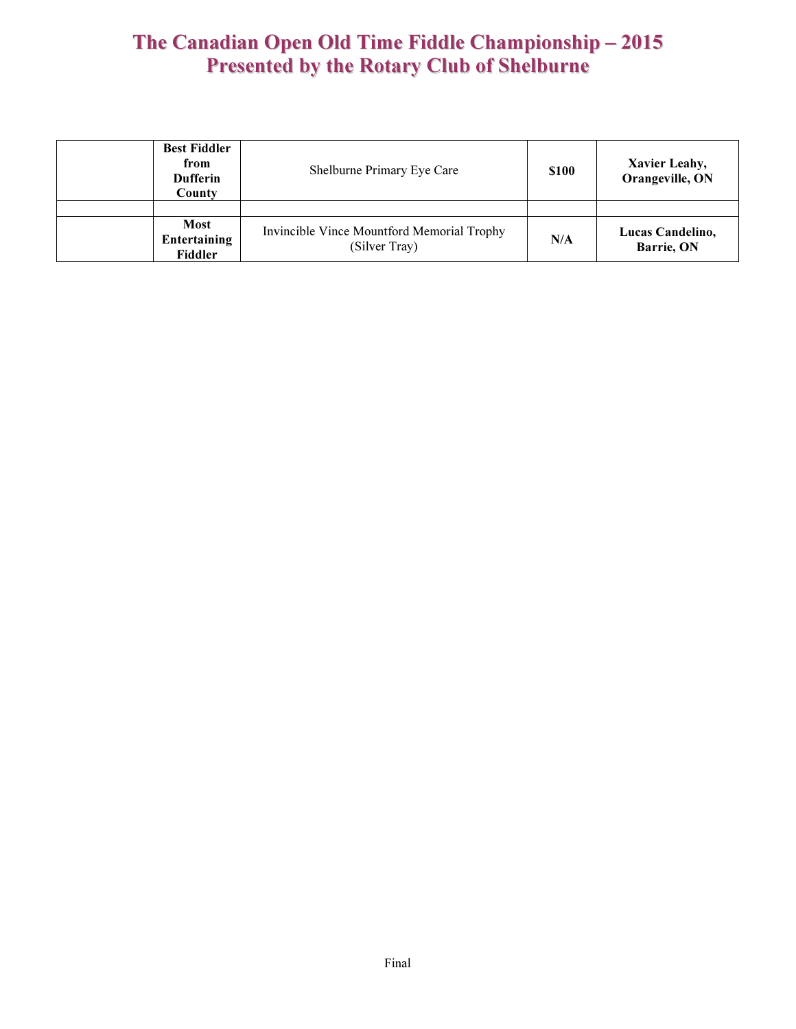| | | | | |
|---|---|---|---|---|
| | **Best Fiddler from Dufferin County** | Shelburne Primary Eye Care | **$100** | **Xavier Leahy, Orangeville, ON** |
| | | | | |
| | **Most Entertaining Fiddler** | Invincible Vince Mountford Memorial Trophy (Silver Tray) | **N/A** | **Lucas Candelino, Barrie, ON** |